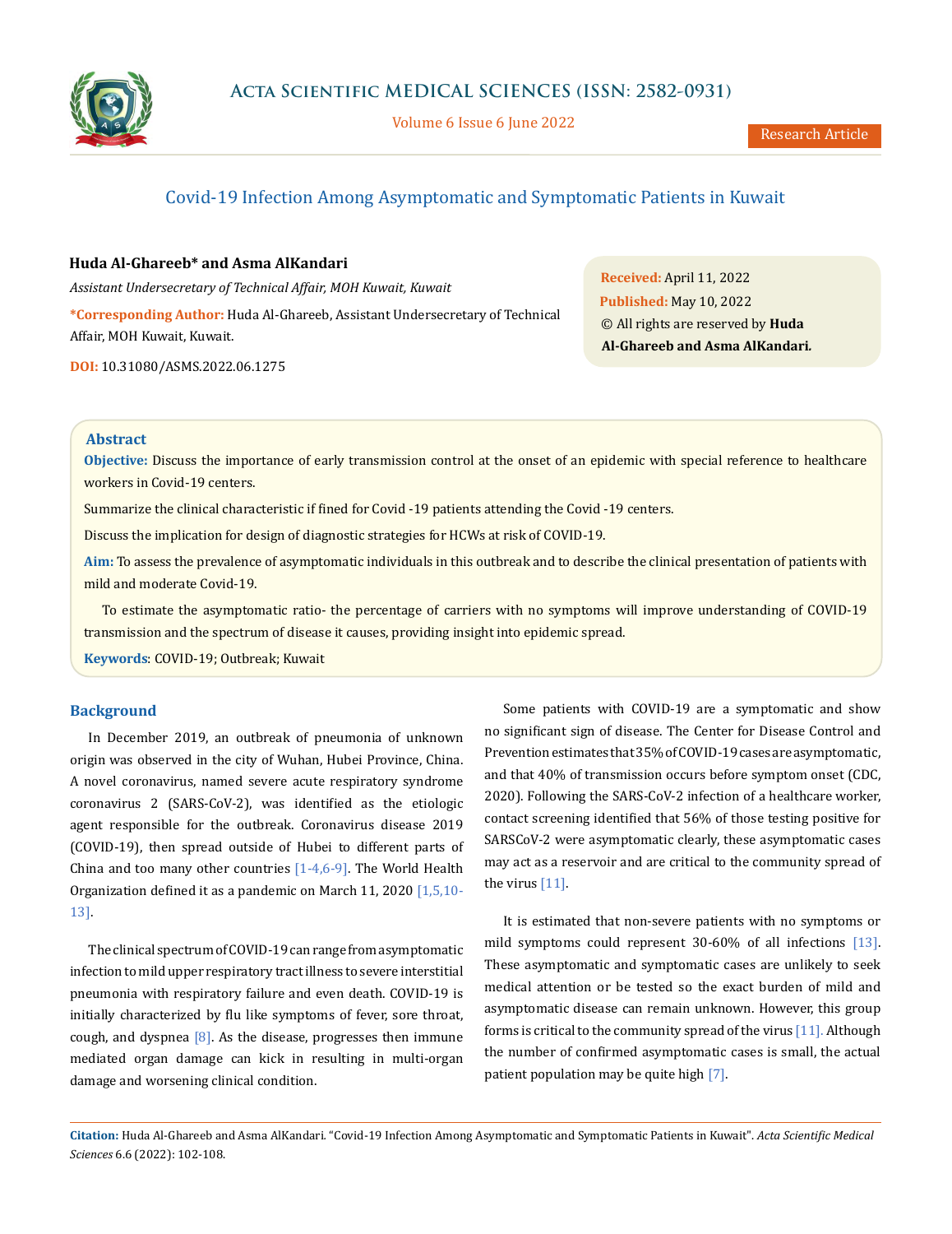# Covid-19 Infection Among Asymptomatic and Symptomatic Patients in Kuwait

**Huda Al-Ghareeb\* and Asma AlKandari**

*Assistant Undersecretary of Technical Affair, MOH Kuwait, Kuwait*

**\*Corresponding Author:** Huda Al-Ghareeb, Assistant Undersecretary of Technical Affair, MOH Kuwait, Kuwait.

**DOI:** 10.31080/ASMS.2022.06.1275

**Received:** April 11, 2022
**Published:** May 10, 2022
© All rights are reserved by **Huda Al-Ghareeb and Asma AlKandari.**

## Abstract

**Objective:** Discuss the importance of early transmission control at the onset of an epidemic with special reference to healthcare workers in Covid-19 centers.

Summarize the clinical characteristic if fined for Covid -19 patients attending the Covid -19 centers.

Discuss the implication for design of diagnostic strategies for HCWs at risk of COVID-19.

**Aim:** To assess the prevalence of asymptomatic individuals in this outbreak and to describe the clinical presentation of patients with mild and moderate Covid-19.

To estimate the asymptomatic ratio- the percentage of carriers with no symptoms will improve understanding of COVID-19 transmission and the spectrum of disease it causes, providing insight into epidemic spread.

**Keywords**: COVID-19; Outbreak; Kuwait

## Background

In December 2019, an outbreak of pneumonia of unknown origin was observed in the city of Wuhan, Hubei Province, China. A novel coronavirus, named severe acute respiratory syndrome coronavirus 2 (SARS-CoV-2), was identified as the etiologic agent responsible for the outbreak. Coronavirus disease 2019 (COVID-19), then spread outside of Hubei to different parts of China and too many other countries [1-4,6-9]. The World Health Organization defined it as a pandemic on March 11, 2020 [1,5,10-13].

The clinical spectrum of COVID-19 can range from asymptomatic infection to mild upper respiratory tract illness to severe interstitial pneumonia with respiratory failure and even death. COVID-19 is initially characterized by flu like symptoms of fever, sore throat, cough, and dyspnea [8]. As the disease, progresses then immune mediated organ damage can kick in resulting in multi-organ damage and worsening clinical condition.

Some patients with COVID-19 are a symptomatic and show no significant sign of disease. The Center for Disease Control and Prevention estimates that 35% of COVID-19 cases are asymptomatic, and that 40% of transmission occurs before symptom onset (CDC, 2020). Following the SARS-CoV-2 infection of a healthcare worker, contact screening identified that 56% of those testing positive for SARSCoV-2 were asymptomatic clearly, these asymptomatic cases may act as a reservoir and are critical to the community spread of the virus [11].

It is estimated that non-severe patients with no symptoms or mild symptoms could represent 30-60% of all infections [13]. These asymptomatic and symptomatic cases are unlikely to seek medical attention or be tested so the exact burden of mild and asymptomatic disease can remain unknown. However, this group forms is critical to the community spread of the virus [11]. Although the number of confirmed asymptomatic cases is small, the actual patient population may be quite high [7].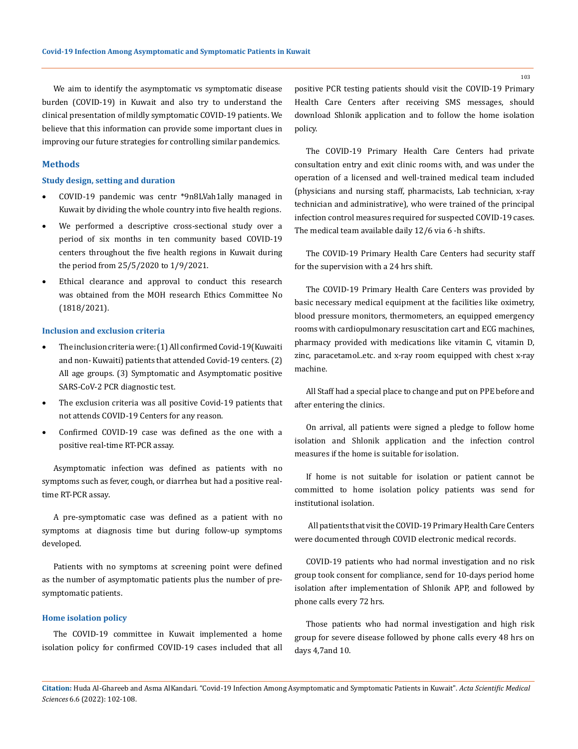We aim to identify the asymptomatic vs symptomatic disease burden (COVID-19) in Kuwait and also try to understand the clinical presentation of mildly symptomatic COVID-19 patients. We believe that this information can provide some important clues in improving our future strategies for controlling similar pandemics.

## Methods

### Study design, setting and duration

- COVID-19 pandemic was centr *9n8LVah1ally managed in Kuwait by dividing the whole country into five health regions.
- We performed a descriptive cross-sectional study over a period of six months in ten community based COVID-19 centers throughout the five health regions in Kuwait during the period from 25/5/2020 to 1/9/2021.
- Ethical clearance and approval to conduct this research was obtained from the MOH research Ethics Committee No (1818/2021).

### Inclusion and exclusion criteria

- The inclusion criteria were: (1) All confirmed Covid-19(Kuwaiti and non- Kuwaiti) patients that attended Covid-19 centers. (2) All age groups. (3) Symptomatic and Asymptomatic positive SARS-CoV-2 PCR diagnostic test.
- The exclusion criteria was all positive Covid-19 patients that not attends COVID-19 Centers for any reason.
- Confirmed COVID-19 case was defined as the one with a positive real-time RT-PCR assay.

Asymptomatic infection was defined as patients with no symptoms such as fever, cough, or diarrhea but had a positive real-time RT-PCR assay.

A pre-symptomatic case was defined as a patient with no symptoms at diagnosis time but during follow-up symptoms developed.

Patients with no symptoms at screening point were defined as the number of asymptomatic patients plus the number of pre-symptomatic patients.

### Home isolation policy

The COVID-19 committee in Kuwait implemented a home isolation policy for confirmed COVID-19 cases included that all positive PCR testing patients should visit the COVID-19 Primary Health Care Centers after receiving SMS messages, should download Shlonik application and to follow the home isolation policy.

The COVID-19 Primary Health Care Centers had private consultation entry and exit clinic rooms with, and was under the operation of a licensed and well-trained medical team included (physicians and nursing staff, pharmacists, Lab technician, x-ray technician and administrative), who were trained of the principal infection control measures required for suspected COVID-19 cases. The medical team available daily 12/6 via 6 -h shifts.

The COVID-19 Primary Health Care Centers had security staff for the supervision with a 24 hrs shift.

The COVID-19 Primary Health Care Centers was provided by basic necessary medical equipment at the facilities like oximetry, blood pressure monitors, thermometers, an equipped emergency rooms with cardiopulmonary resuscitation cart and ECG machines, pharmacy provided with medications like vitamin C, vitamin D, zinc, paracetamol..etc. and x-ray room equipped with chest x-ray machine.

All Staff had a special place to change and put on PPE before and after entering the clinics.

On arrival, all patients were signed a pledge to follow home isolation and Shlonik application and the infection control measures if the home is suitable for isolation.

If home is not suitable for isolation or patient cannot be committed to home isolation policy patients was send for institutional isolation.

All patients that visit the COVID-19 Primary Health Care Centers were documented through COVID electronic medical records.

COVID-19 patients who had normal investigation and no risk group took consent for compliance, send for 10-days period home isolation after implementation of Shlonik APP, and followed by phone calls every 72 hrs.

Those patients who had normal investigation and high risk group for severe disease followed by phone calls every 48 hrs on days 4,7and 10.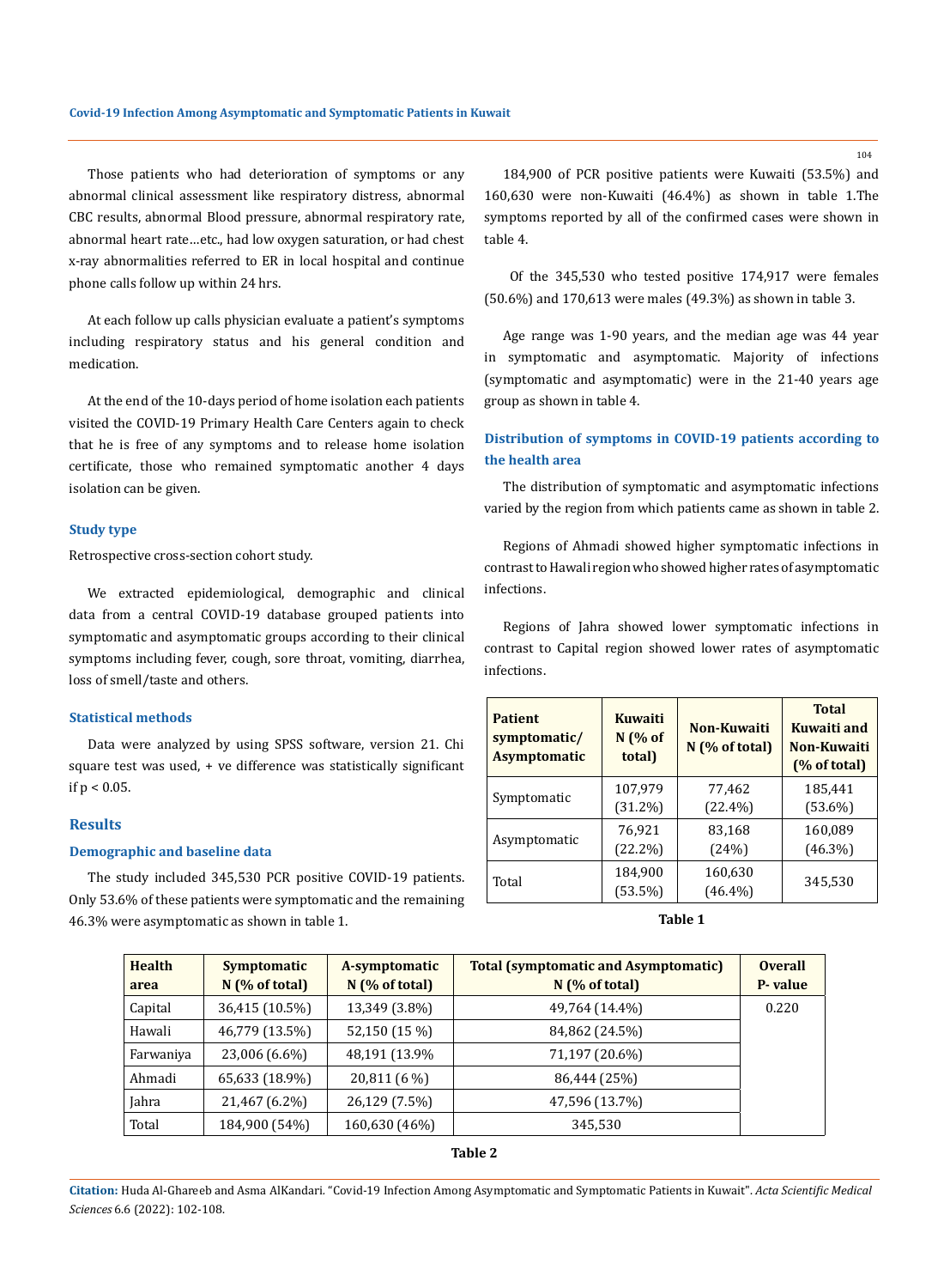Those patients who had deterioration of symptoms or any abnormal clinical assessment like respiratory distress, abnormal CBC results, abnormal Blood pressure, abnormal respiratory rate, abnormal heart rate…etc., had low oxygen saturation, or had chest x-ray abnormalities referred to ER in local hospital and continue phone calls follow up within 24 hrs.

At each follow up calls physician evaluate a patient's symptoms including respiratory status and his general condition and medication.

At the end of the 10-days period of home isolation each patients visited the COVID-19 Primary Health Care Centers again to check that he is free of any symptoms and to release home isolation certificate, those who remained symptomatic another 4 days isolation can be given.

### Study type

Retrospective cross-section cohort study.

We extracted epidemiological, demographic and clinical data from a central COVID-19 database grouped patients into symptomatic and asymptomatic groups according to their clinical symptoms including fever, cough, sore throat, vomiting, diarrhea, loss of smell/taste and others.

### Statistical methods

Data were analyzed by using SPSS software, version 21. Chi square test was used, + ve difference was statistically significant if $p < 0.05$.

## Results

### Demographic and baseline data

The study included 345,530 PCR positive COVID-19 patients. Only 53.6% of these patients were symptomatic and the remaining 46.3% were asymptomatic as shown in table 1.

184,900 of PCR positive patients were Kuwaiti (53.5%) and 160,630 were non-Kuwaiti (46.4%) as shown in table 1.The symptoms reported by all of the confirmed cases were shown in table 4.

Of the 345,530 who tested positive 174,917 were females (50.6%) and 170,613 were males (49.3%) as shown in table 3.

Age range was 1-90 years, and the median age was 44 year in symptomatic and asymptomatic. Majority of infections (symptomatic and asymptomatic) were in the 21-40 years age group as shown in table 4.

### Distribution of symptoms in COVID-19 patients according to the health area

The distribution of symptomatic and asymptomatic infections varied by the region from which patients came as shown in table 2.

Regions of Ahmadi showed higher symptomatic infections in contrast to Hawali region who showed higher rates of asymptomatic infections.

Regions of Jahra showed lower symptomatic infections in contrast to Capital region showed lower rates of asymptomatic infections.

| Patient symptomatic/ Asymptomatic | Kuwaiti N (% of total) | Non-Kuwaiti N (% of total) | Total Kuwaiti and Non-Kuwaiti (% of total) |
|---|---|---|---|
| Symptomatic | 107,979 (31.2%) | 77,462 (22.4%) | 185,441 (53.6%) |
| Asymptomatic | 76,921 (22.2%) | 83,168 (24%) | 160,089 (46.3%) |
| Total | 184,900 (53.5%) | 160,630 (46.4%) | 345,530 |

**Table 1**

| Health area | Symptomatic N (% of total) | A-symptomatic N (% of total) | Total (symptomatic and Asymptomatic) N (% of total) | Overall P- value |
|---|---|---|---|---|
| Capital | 36,415 (10.5%) | 13,349 (3.8%) | 49,764 (14.4%) | 0.220 |
| Hawali | 46,779 (13.5%) | 52,150 (15 %) | 84,862 (24.5%) | |
| Farwaniya | 23,006 (6.6%) | 48,191 (13.9% | 71,197 (20.6%) | |
| Ahmadi | 65,633 (18.9%) | 20,811 (6 %) | 86,444 (25%) | |
| Jahra | 21,467 (6.2%) | 26,129 (7.5%) | 47,596 (13.7%) | |
| Total | 184,900 (54%) | 160,630 (46%) | 345,530 | |

**Table 2**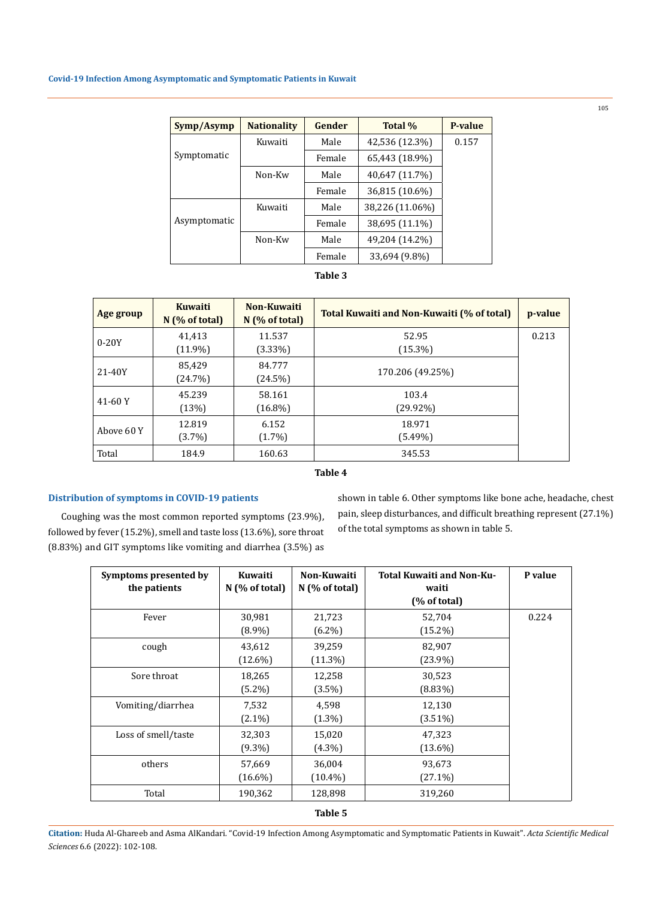| Symp/Asymp | Nationality | Gender | Total % | P-value |
|---|---|---|---|---|
| Symptomatic | Kuwaiti | Male | 42,536 (12.3%) | 0.157 |
| | | Female | 65,443 (18.9%) | |
| | Non-Kw | Male | 40,647 (11.7%) | |
| | | Female | 36,815 (10.6%) | |
| Asymptomatic | Kuwaiti | Male | 38,226 (11.06%) | |
| | | Female | 38,695 (11.1%) | |
| | Non-Kw | Male | 49,204 (14.2%) | |
| | | Female | 33,694 (9.8%) | |

**Table 3**

| Age group | Kuwaiti N (% of total) | Non-Kuwaiti N (% of total) | Total Kuwaiti and Non-Kuwaiti (% of total) | p-value |
|---|---|---|---|---|
| 0-20Y | 41,413 (11.9%) | 11.537 (3.33%) | 52.95 (15.3%) | 0.213 |
| 21-40Y | 85,429 (24.7%) | 84.777 (24.5%) | 170.206 (49.25%) | |
| 41-60 Y | 45.239 (13%) | 58.161 (16.8%) | 103.4 (29.92%) | |
| Above 60 Y | 12.819 (3.7%) | 6.152 (1.7%) | 18.971 (5.49%) | |
| Total | 184.9 | 160.63 | 345.53 | |

**Table 4**

### Distribution of symptoms in COVID-19 patients

Coughing was the most common reported symptoms (23.9%), followed by fever (15.2%), smell and taste loss (13.6%), sore throat (8.83%) and GIT symptoms like vomiting and diarrhea (3.5%) as shown in table 6. Other symptoms like bone ache, headache, chest pain, sleep disturbances, and difficult breathing represent (27.1%) of the total symptoms as shown in table 5.

| Symptoms presented by the patients | Kuwaiti N (% of total) | Non-Kuwaiti N (% of total) | Total Kuwaiti and Non-Kuwaiti (% of total) | P value |
|---|---|---|---|---|
| Fever | 30,981 (8.9%) | 21,723 (6.2%) | 52,704 (15.2%) | 0.224 |
| cough | 43,612 (12.6%) | 39,259 (11.3%) | 82,907 (23.9%) | |
| Sore throat | 18,265 (5.2%) | 12,258 (3.5%) | 30,523 (8.83%) | |
| Vomiting/diarrhea | 7,532 (2.1%) | 4,598 (1.3%) | 12,130 (3.51%) | |
| Loss of smell/taste | 32,303 (9.3%) | 15,020 (4.3%) | 47,323 (13.6%) | |
| others | 57,669 (16.6%) | 36,004 (10.4%) | 93,673 (27.1%) | |
| Total | 190,362 | 128,898 | 319,260 | |

**Table 5**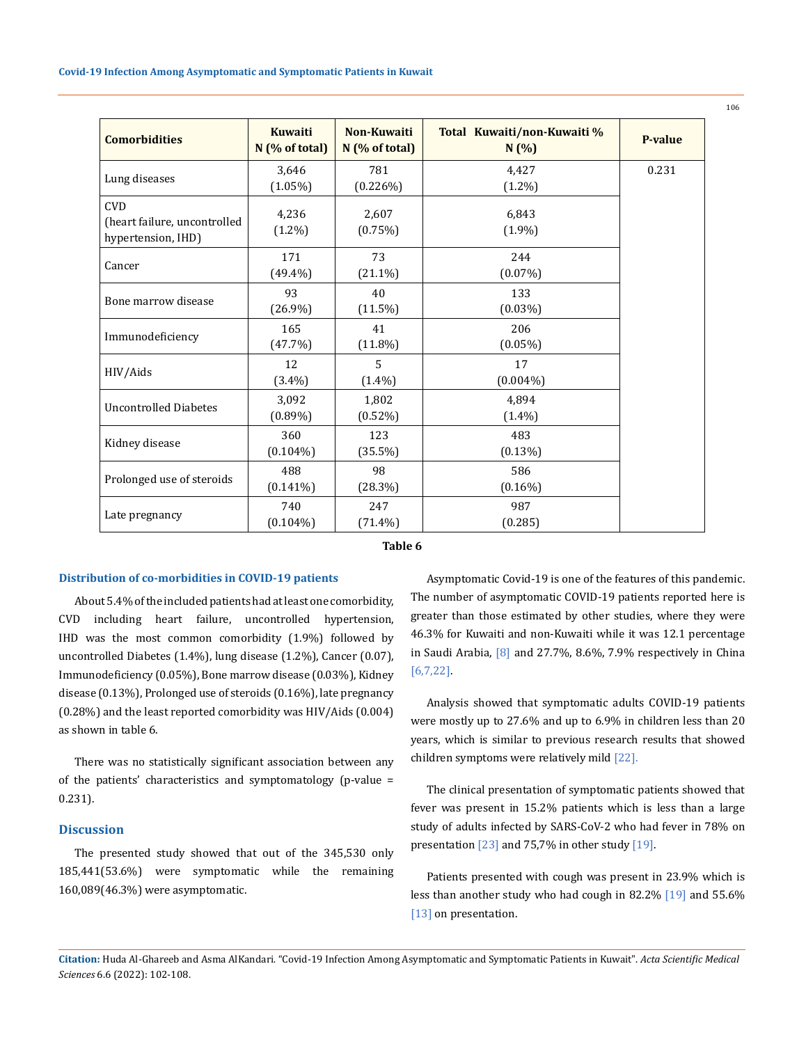| Comorbidities | Kuwaiti N (% of total) | Non-Kuwaiti N (% of total) | Total Kuwaiti/non-Kuwaiti % N (%) | P-value |
|---|---|---|---|---|
| Lung diseases | 3,646 (1.05%) | 781 (0.226%) | 4,427 (1.2%) | 0.231 |
| CVD (heart failure, uncontrolled hypertension, IHD) | 4,236 (1.2%) | 2,607 (0.75%) | 6,843 (1.9%) | |
| Cancer | 171 (49.4%) | 73 (21.1%) | 244 (0.07%) | |
| Bone marrow disease | 93 (26.9%) | 40 (11.5%) | 133 (0.03%) | |
| Immunodeficiency | 165 (47.7%) | 41 (11.8%) | 206 (0.05%) | |
| HIV/Aids | 12 (3.4%) | 5 (1.4%) | 17 (0.004%) | |
| Uncontrolled Diabetes | 3,092 (0.89%) | 1,802 (0.52%) | 4,894 (1.4%) | |
| Kidney disease | 360 (0.104%) | 123 (35.5%) | 483 (0.13%) | |
| Prolonged use of steroids | 488 (0.141%) | 98 (28.3%) | 586 (0.16%) | |
| Late pregnancy | 740 (0.104%) | 247 (71.4%) | 987 (0.285) | |

**Table 6**

### Distribution of co-morbidities in COVID-19 patients

About 5.4% of the included patients had at least one comorbidity, CVD including heart failure, uncontrolled hypertension, IHD was the most common comorbidity (1.9%) followed by uncontrolled Diabetes (1.4%), lung disease (1.2%), Cancer (0.07), Immunodeficiency (0.05%), Bone marrow disease (0.03%), Kidney disease (0.13%), Prolonged use of steroids (0.16%), late pregnancy (0.28%) and the least reported comorbidity was HIV/Aids (0.004) as shown in table 6.

There was no statistically significant association between any of the patients' characteristics and symptomatology (p-value = 0.231).

## Discussion

The presented study showed that out of the 345,530 only 185,441(53.6%) were symptomatic while the remaining 160,089(46.3%) were asymptomatic.

Asymptomatic Covid-19 is one of the features of this pandemic. The number of asymptomatic COVID-19 patients reported here is greater than those estimated by other studies, where they were 46.3% for Kuwaiti and non-Kuwaiti while it was 12.1 percentage in Saudi Arabia, [8] and 27.7%, 8.6%, 7.9% respectively in China [6,7,22].

Analysis showed that symptomatic adults COVID-19 patients were mostly up to 27.6% and up to 6.9% in children less than 20 years, which is similar to previous research results that showed children symptoms were relatively mild [22].

The clinical presentation of symptomatic patients showed that fever was present in 15.2% patients which is less than a large study of adults infected by SARS-CoV-2 who had fever in 78% on presentation [23] and 75,7% in other study [19].

Patients presented with cough was present in 23.9% which is less than another study who had cough in 82.2% [19] and 55.6% [13] on presentation.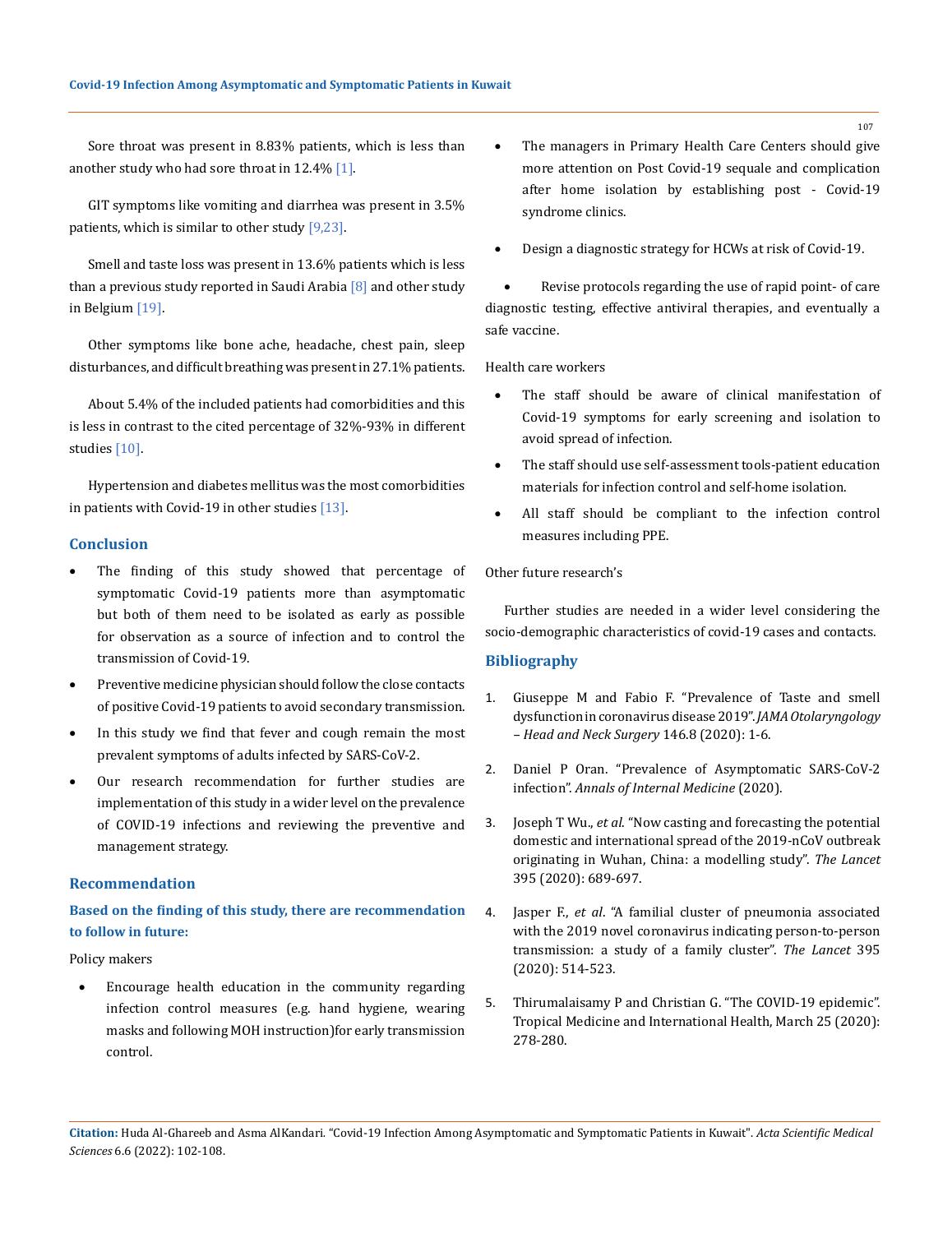Sore throat was present in 8.83% patients, which is less than another study who had sore throat in 12.4% [1].

GIT symptoms like vomiting and diarrhea was present in 3.5% patients, which is similar to other study [9,23].

Smell and taste loss was present in 13.6% patients which is less than a previous study reported in Saudi Arabia [8] and other study in Belgium [19].

Other symptoms like bone ache, headache, chest pain, sleep disturbances, and difficult breathing was present in 27.1% patients.

About 5.4% of the included patients had comorbidities and this is less in contrast to the cited percentage of 32%-93% in different studies [10].

Hypertension and diabetes mellitus was the most comorbidities in patients with Covid-19 in other studies [13].

## Conclusion

- The finding of this study showed that percentage of symptomatic Covid-19 patients more than asymptomatic but both of them need to be isolated as early as possible for observation as a source of infection and to control the transmission of Covid-19.
- Preventive medicine physician should follow the close contacts of positive Covid-19 patients to avoid secondary transmission.
- In this study we find that fever and cough remain the most prevalent symptoms of adults infected by SARS-CoV-2.
- Our research recommendation for further studies are implementation of this study in a wider level on the prevalence of COVID-19 infections and reviewing the preventive and management strategy.

## Recommendation

### Based on the finding of this study, there are recommendation to follow in future:

Policy makers

- Encourage health education in the community regarding infection control measures (e.g. hand hygiene, wearing masks and following MOH instruction)for early transmission control.
- The managers in Primary Health Care Centers should give more attention on Post Covid-19 sequale and complication after home isolation by establishing post - Covid-19 syndrome clinics.
- Design a diagnostic strategy for HCWs at risk of Covid-19.
- Revise protocols regarding the use of rapid point- of care diagnostic testing, effective antiviral therapies, and eventually a safe vaccine.

Health care workers

- The staff should be aware of clinical manifestation of Covid-19 symptoms for early screening and isolation to avoid spread of infection.
- The staff should use self-assessment tools-patient education materials for infection control and self-home isolation.
- All staff should be compliant to the infection control measures including PPE.

Other future research's

Further studies are needed in a wider level considering the socio-demographic characteristics of covid-19 cases and contacts.

## Bibliography

1. Giuseppe M and Fabio F. "Prevalence of Taste and smell dysfunction in coronavirus disease 2019". *JAMA Otolaryngology – Head and Neck Surgery* 146.8 (2020): 1-6.
2. Daniel P Oran. "Prevalence of Asymptomatic SARS-CoV-2 infection". *Annals of Internal Medicine* (2020).
3. Joseph T Wu., *et al*. "Now casting and forecasting the potential domestic and international spread of the 2019-nCoV outbreak originating in Wuhan, China: a modelling study". *The Lancet* 395 (2020): 689-697.
4. Jasper F., *et al*. "A familial cluster of pneumonia associated with the 2019 novel coronavirus indicating person-to-person transmission: a study of a family cluster". *The Lancet* 395 (2020): 514-523.
5. Thirumalaisamy P and Christian G. "The COVID-19 epidemic". Tropical Medicine and International Health, March 25 (2020): 278-280.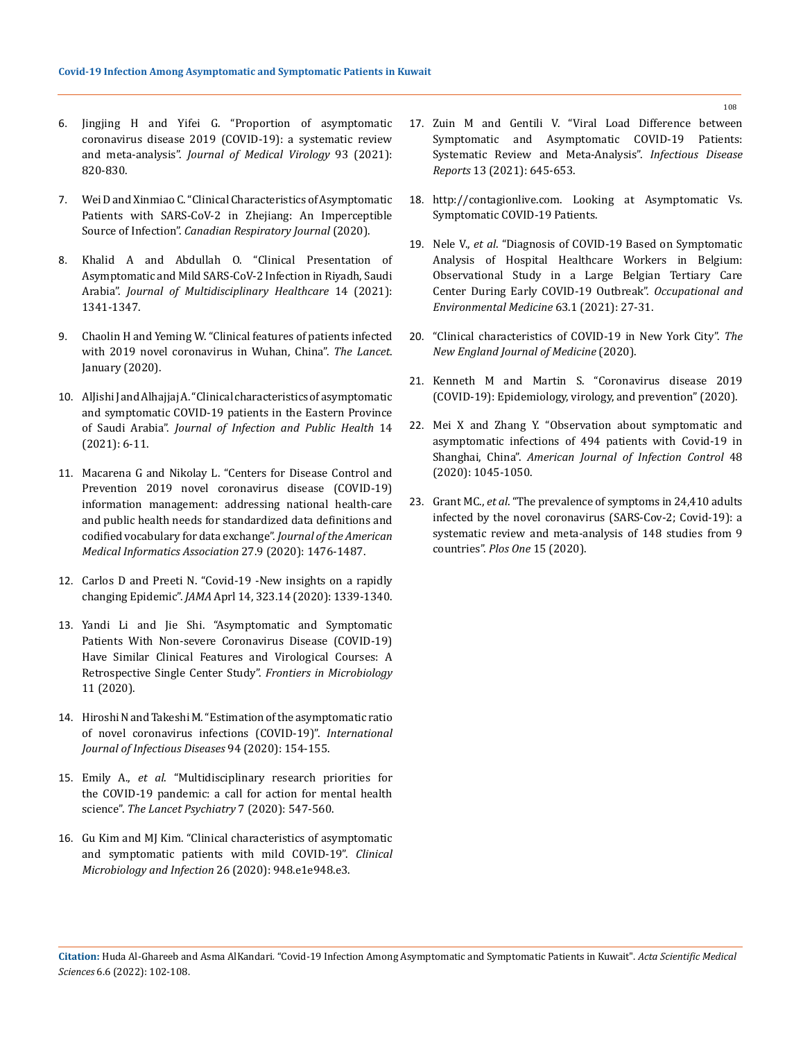6. Jingjing H and Yifei G. "Proportion of asymptomatic coronavirus disease 2019 (COVID-19): a systematic review and meta-analysis". *Journal of Medical Virology* 93 (2021): 820-830.

7. Wei D and Xinmiao C. "Clinical Characteristics of Asymptomatic Patients with SARS-CoV-2 in Zhejiang: An Imperceptible Source of Infection". *Canadian Respiratory Journal* (2020).

8. Khalid A and Abdullah O. "Clinical Presentation of Asymptomatic and Mild SARS-CoV-2 Infection in Riyadh, Saudi Arabia". *Journal of Multidisciplinary Healthcare* 14 (2021): 1341-1347.

9. Chaolin H and Yeming W. "Clinical features of patients infected with 2019 novel coronavirus in Wuhan, China". *The Lancet*. January (2020).

10. AlJishi J and Alhajjaj A. "Clinical characteristics of asymptomatic and symptomatic COVID-19 patients in the Eastern Province of Saudi Arabia". *Journal of Infection and Public Health* 14 (2021): 6-11.

11. Macarena G and Nikolay L. "Centers for Disease Control and Prevention 2019 novel coronavirus disease (COVID-19) information management: addressing national health-care and public health needs for standardized data definitions and codified vocabulary for data exchange". *Journal of the American Medical Informatics Association* 27.9 (2020): 1476-1487.

12. Carlos D and Preeti N. "Covid-19 -New insights on a rapidly changing Epidemic". *JAMA* Aprl 14, 323.14 (2020): 1339-1340.

13. Yandi Li and Jie Shi. "Asymptomatic and Symptomatic Patients With Non-severe Coronavirus Disease (COVID-19) Have Similar Clinical Features and Virological Courses: A Retrospective Single Center Study". *Frontiers in Microbiology* 11 (2020).

14. Hiroshi N and Takeshi M. "Estimation of the asymptomatic ratio of novel coronavirus infections (COVID-19)". *International Journal of Infectious Diseases* 94 (2020): 154-155.

15. Emily A., *et al*. "Multidisciplinary research priorities for the COVID-19 pandemic: a call for action for mental health science". *The Lancet Psychiatry* 7 (2020): 547-560.

16. Gu Kim and MJ Kim. "Clinical characteristics of asymptomatic and symptomatic patients with mild COVID-19". *Clinical Microbiology and Infection* 26 (2020): 948.e1e948.e3.

17. Zuin M and Gentili V. "Viral Load Difference between Symptomatic and Asymptomatic COVID-19 Patients: Systematic Review and Meta-Analysis". *Infectious Disease Reports* 13 (2021): 645-653.

18. http://contagionlive.com. Looking at Asymptomatic Vs. Symptomatic COVID-19 Patients.

19. Nele V., *et al*. "Diagnosis of COVID-19 Based on Symptomatic Analysis of Hospital Healthcare Workers in Belgium: Observational Study in a Large Belgian Tertiary Care Center During Early COVID-19 Outbreak". *Occupational and Environmental Medicine* 63.1 (2021): 27-31.

20. "Clinical characteristics of COVID-19 in New York City". *The New England Journal of Medicine* (2020).

21. Kenneth M and Martin S. "Coronavirus disease 2019 (COVID-19): Epidemiology, virology, and prevention" (2020).

22. Mei X and Zhang Y. "Observation about symptomatic and asymptomatic infections of 494 patients with Covid-19 in Shanghai, China". *American Journal of Infection Control* 48 (2020): 1045-1050.

23. Grant MC., *et al*. "The prevalence of symptoms in 24,410 adults infected by the novel coronavirus (SARS-Cov-2; Covid-19): a systematic review and meta-analysis of 148 studies from 9 countries". *Plos One* 15 (2020).